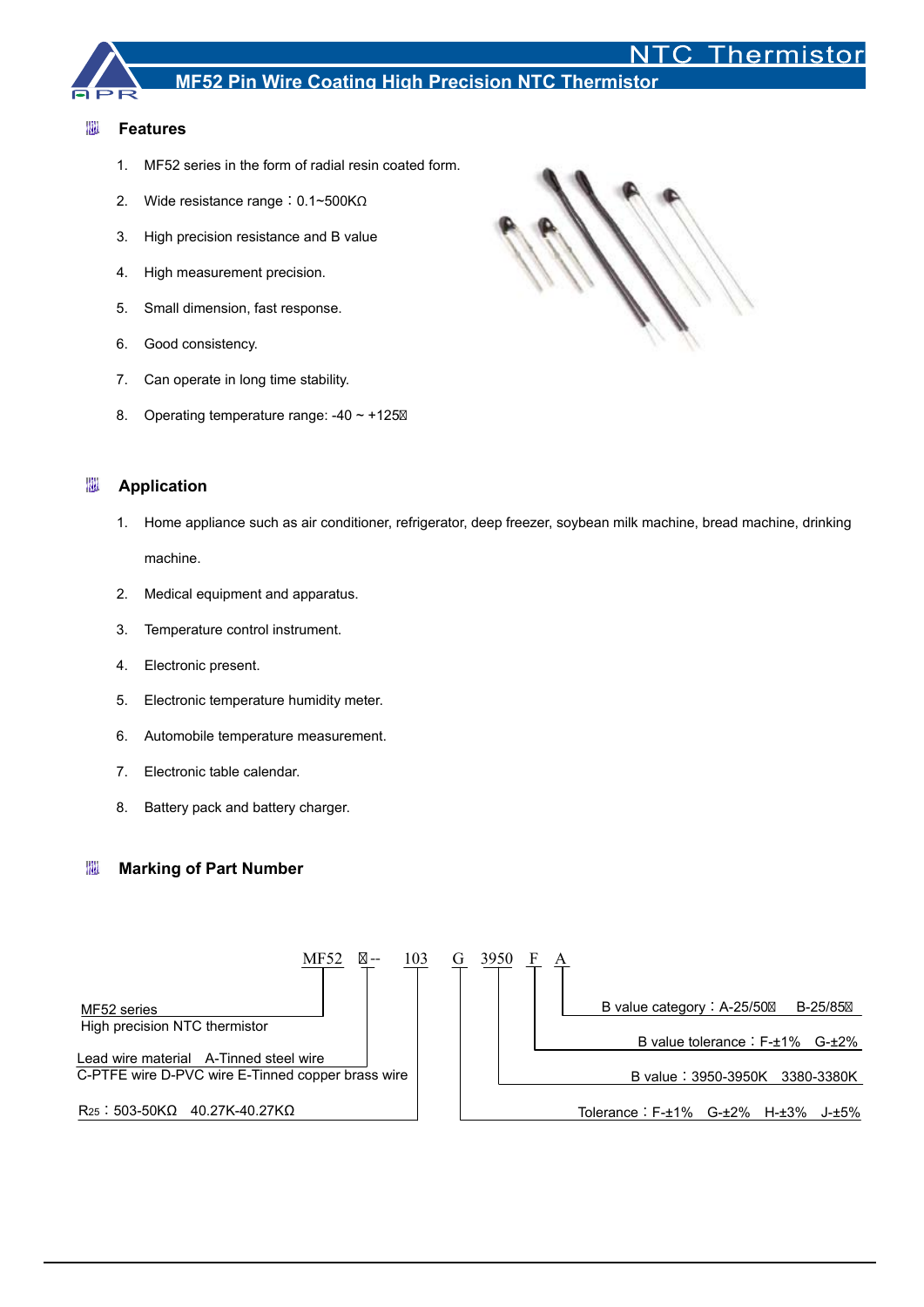# NTC Thermistor

## MF52 Pin Wire Coating High Precision NTC Thermistor

### Features

1. MF52 series in the form of radial resin coated form.
2. Wide resistance range：0.1~500KΩ
3. High precision resistance and B value
4. High measurement precision.
5. Small dimension, fast response.
6. Good consistency.
7. Can operate in long time stability.
8. Operating temperature range: -40 ~ +125℃

### Application

1. Home appliance such as air conditioner, refrigerator, deep freezer, soybean milk machine, bread machine, drinking machine.
2. Medical equipment and apparatus.
3. Temperature control instrument.
4. Electronic present.
5. Electronic temperature humidity meter.
6. Automobile temperature measurement.
7. Electronic table calendar.
8. Battery pack and battery charger.

### Marking of Part Number

MF52 □-- 103 G 3950 F A

- MF52 series: High precision NTC thermistor
- Lead wire material: A-Tinned steel wire, C-PTFE wire, D-PVC wire, E-Tinned copper brass wire
- $R_{25}$：503-50KΩ 40.27K-40.27KΩ
- Tolerance：F-±1% G-±2% H-±3% J-±5%
- B value：3950-3950K 3380-3380K
- B value tolerance：F-±1% G-±2%
- B value category：A-25/50℃ B-25/85℃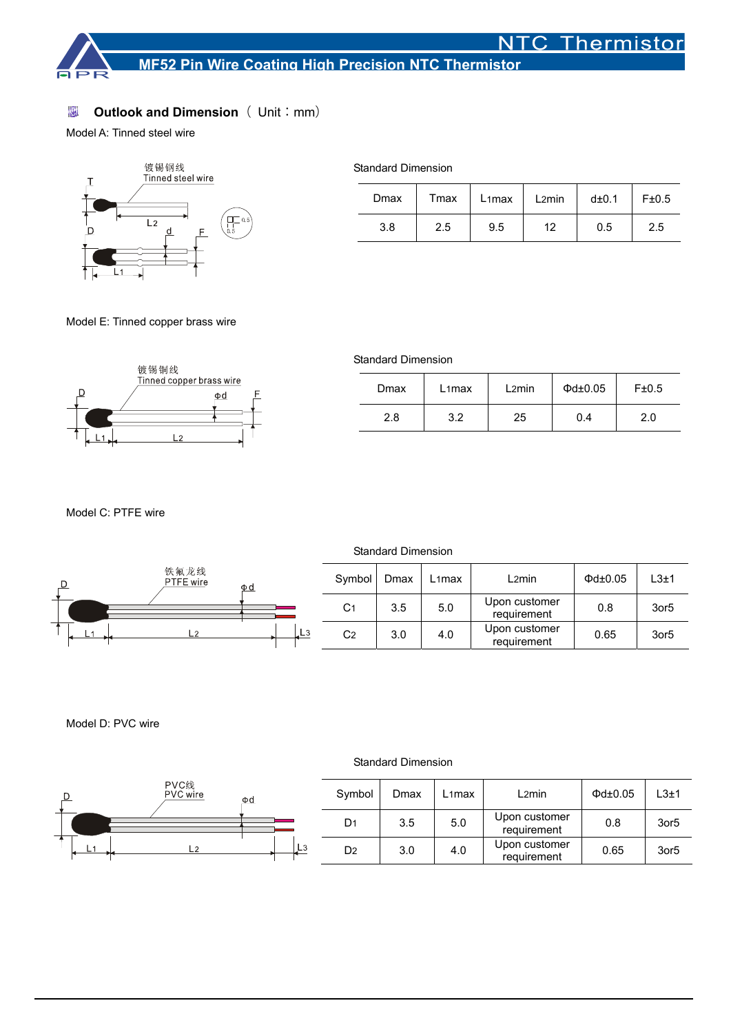## Outlook and Dimension （Unit：mm）

Model A: Tinned steel wire

Standard Dimension

| Dmax | Tmax | $L_1$max | $L_2$min | d±0.1 | F±0.5 |
|---|---|---|---|---|---|
| 3.8 | 2.5 | 9.5 | 12 | 0.5 | 2.5 |

Model E: Tinned copper brass wire

Standard Dimension

| Dmax | $L_1$max | $L_2$min | Φd±0.05 | F±0.5 |
|---|---|---|---|---|
| 2.8 | 3.2 | 25 | 0.4 | 2.0 |

Model C: PTFE wire

Standard Dimension

| Symbol | Dmax | $L_1$max | $L_2$min | Φd±0.05 | $L_3$±1 |
|---|---|---|---|---|---|
| $C_1$ | 3.5 | 5.0 | Upon customer requirement | 0.8 | 3or5 |
| $C_2$ | 3.0 | 4.0 | Upon customer requirement | 0.65 | 3or5 |

Model D: PVC wire

Standard Dimension

| Symbol | Dmax | $L_1$max | $L_2$min | Φd±0.05 | $L_3$±1 |
|---|---|---|---|---|---|
| $D_1$ | 3.5 | 5.0 | Upon customer requirement | 0.8 | 3or5 |
| $D_2$ | 3.0 | 4.0 | Upon customer requirement | 0.65 | 3or5 |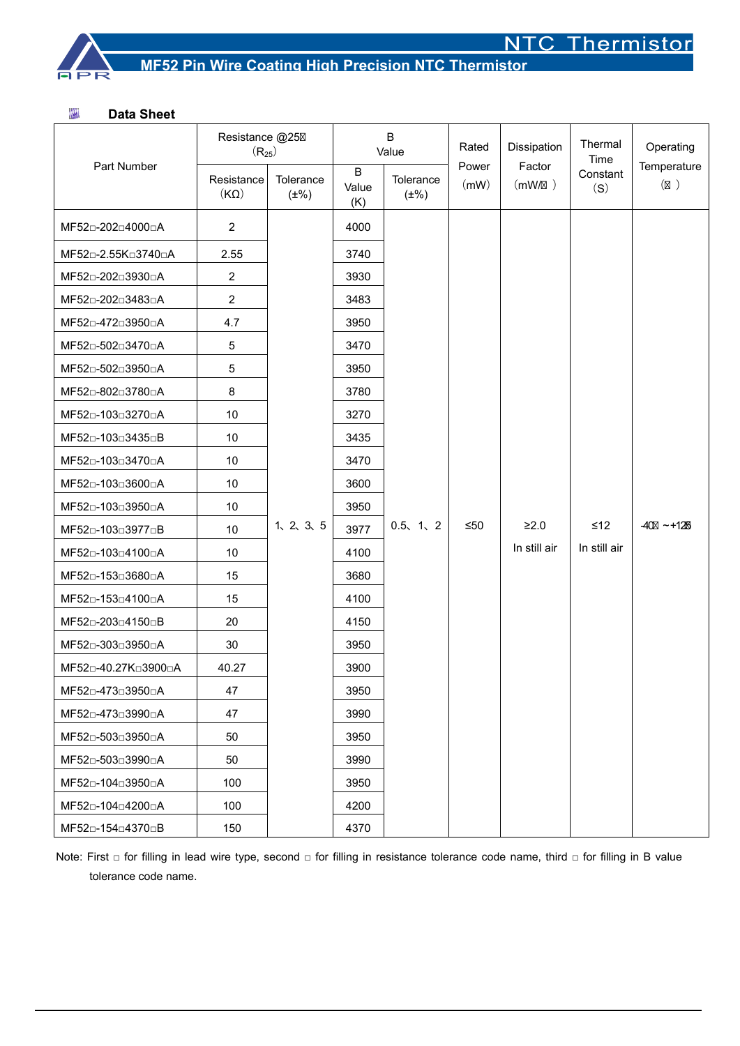## Data Sheet

| Part Number | Resistance @25℃ ($R_{25}$) | | B Value | | Rated Power (mW) | Dissipation Factor (mW/℃) | Thermal Time Constant (S) | Operating Temperature (℃) |
|---|---|---|---|---|---|---|---|---|
| | Resistance (KΩ) | Tolerance (±%) | B Value (K) | Tolerance (±%) | | | | |
| MF52□-202□4000□A | 2 | 1、2、3、5 | 4000 | 0.5、1、2 | ≤50 | ≥2.0 In still air | ≤12 In still air | -40℃~+125℃ |
| MF52□-2.55K□3740□A | 2.55 | | 3740 | | | | | |
| MF52□-202□3930□A | 2 | | 3930 | | | | | |
| MF52□-202□3483□A | 2 | | 3483 | | | | | |
| MF52□-472□3950□A | 4.7 | | 3950 | | | | | |
| MF52□-502□3470□A | 5 | | 3470 | | | | | |
| MF52□-502□3950□A | 5 | | 3950 | | | | | |
| MF52□-802□3780□A | 8 | | 3780 | | | | | |
| MF52□-103□3270□A | 10 | | 3270 | | | | | |
| MF52□-103□3435□B | 10 | | 3435 | | | | | |
| MF52□-103□3470□A | 10 | | 3470 | | | | | |
| MF52□-103□3600□A | 10 | | 3600 | | | | | |
| MF52□-103□3950□A | 10 | | 3950 | | | | | |
| MF52□-103□3977□B | 10 | | 3977 | | | | | |
| MF52□-103□4100□A | 10 | | 4100 | | | | | |
| MF52□-153□3680□A | 15 | | 3680 | | | | | |
| MF52□-153□4100□A | 15 | | 4100 | | | | | |
| MF52□-203□4150□B | 20 | | 4150 | | | | | |
| MF52□-303□3950□A | 30 | | 3950 | | | | | |
| MF52□-40.27K□3900□A | 40.27 | | 3900 | | | | | |
| MF52□-473□3950□A | 47 | | 3950 | | | | | |
| MF52□-473□3990□A | 47 | | 3990 | | | | | |
| MF52□-503□3950□A | 50 | | 3950 | | | | | |
| MF52□-503□3990□A | 50 | | 3990 | | | | | |
| MF52□-104□3950□A | 100 | | 3950 | | | | | |
| MF52□-104□4200□A | 100 | | 4200 | | | | | |
| MF52□-154□4370□B | 150 | | 4370 | | | | | |

Note: First □ for filling in lead wire type, second □ for filling in resistance tolerance code name, third □ for filling in B value tolerance code name.